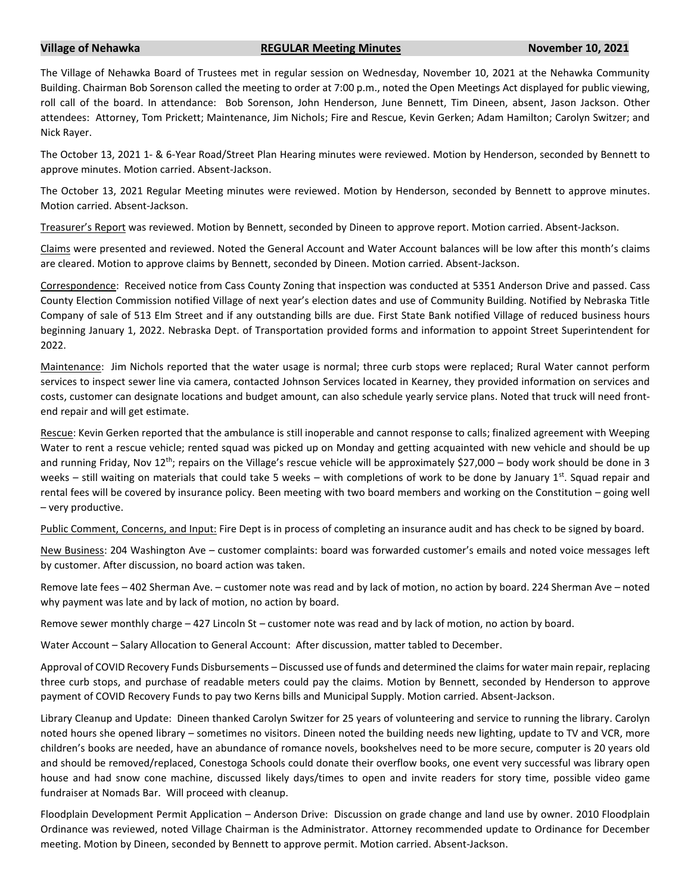**Village of Nehawka** **REGULAR Meeting Minutes** **November 10, 2021**

The Village of Nehawka Board of Trustees met in regular session on Wednesday, November 10, 2021 at the Nehawka Community Building. Chairman Bob Sorenson called the meeting to order at 7:00 p.m., noted the Open Meetings Act displayed for public viewing, roll call of the board. In attendance: Bob Sorenson, John Henderson, June Bennett, Tim Dineen, absent, Jason Jackson. Other attendees: Attorney, Tom Prickett; Maintenance, Jim Nichols; Fire and Rescue, Kevin Gerken; Adam Hamilton; Carolyn Switzer; and Nick Rayer.

The October 13, 2021 1- & 6-Year Road/Street Plan Hearing minutes were reviewed. Motion by Henderson, seconded by Bennett to approve minutes. Motion carried. Absent-Jackson.

The October 13, 2021 Regular Meeting minutes were reviewed. Motion by Henderson, seconded by Bennett to approve minutes. Motion carried. Absent-Jackson.

Treasurer's Report was reviewed. Motion by Bennett, seconded by Dineen to approve report. Motion carried. Absent-Jackson.

Claims were presented and reviewed. Noted the General Account and Water Account balances will be low after this month's claims are cleared. Motion to approve claims by Bennett, seconded by Dineen. Motion carried. Absent-Jackson.

Correspondence: Received notice from Cass County Zoning that inspection was conducted at 5351 Anderson Drive and passed. Cass County Election Commission notified Village of next year's election dates and use of Community Building. Notified by Nebraska Title Company of sale of 513 Elm Street and if any outstanding bills are due. First State Bank notified Village of reduced business hours beginning January 1, 2022. Nebraska Dept. of Transportation provided forms and information to appoint Street Superintendent for 2022.

Maintenance: Jim Nichols reported that the water usage is normal; three curb stops were replaced; Rural Water cannot perform services to inspect sewer line via camera, contacted Johnson Services located in Kearney, they provided information on services and costs, customer can designate locations and budget amount, can also schedule yearly service plans. Noted that truck will need front-end repair and will get estimate.

Rescue: Kevin Gerken reported that the ambulance is still inoperable and cannot response to calls; finalized agreement with Weeping Water to rent a rescue vehicle; rented squad was picked up on Monday and getting acquainted with new vehicle and should be up and running Friday, Nov 12th; repairs on the Village's rescue vehicle will be approximately $27,000 – body work should be done in 3 weeks – still waiting on materials that could take 5 weeks – with completions of work to be done by January 1st. Squad repair and rental fees will be covered by insurance policy. Been meeting with two board members and working on the Constitution – going well – very productive.

Public Comment, Concerns, and Input: Fire Dept is in process of completing an insurance audit and has check to be signed by board.

New Business: 204 Washington Ave – customer complaints: board was forwarded customer's emails and noted voice messages left by customer. After discussion, no board action was taken.

Remove late fees – 402 Sherman Ave. – customer note was read and by lack of motion, no action by board. 224 Sherman Ave – noted why payment was late and by lack of motion, no action by board.

Remove sewer monthly charge – 427 Lincoln St – customer note was read and by lack of motion, no action by board.

Water Account – Salary Allocation to General Account: After discussion, matter tabled to December.

Approval of COVID Recovery Funds Disbursements – Discussed use of funds and determined the claims for water main repair, replacing three curb stops, and purchase of readable meters could pay the claims. Motion by Bennett, seconded by Henderson to approve payment of COVID Recovery Funds to pay two Kerns bills and Municipal Supply. Motion carried. Absent-Jackson.

Library Cleanup and Update: Dineen thanked Carolyn Switzer for 25 years of volunteering and service to running the library. Carolyn noted hours she opened library – sometimes no visitors. Dineen noted the building needs new lighting, update to TV and VCR, more children's books are needed, have an abundance of romance novels, bookshelves need to be more secure, computer is 20 years old and should be removed/replaced, Conestoga Schools could donate their overflow books, one event very successful was library open house and had snow cone machine, discussed likely days/times to open and invite readers for story time, possible video game fundraiser at Nomads Bar. Will proceed with cleanup.

Floodplain Development Permit Application – Anderson Drive: Discussion on grade change and land use by owner. 2010 Floodplain Ordinance was reviewed, noted Village Chairman is the Administrator. Attorney recommended update to Ordinance for December meeting. Motion by Dineen, seconded by Bennett to approve permit. Motion carried. Absent-Jackson.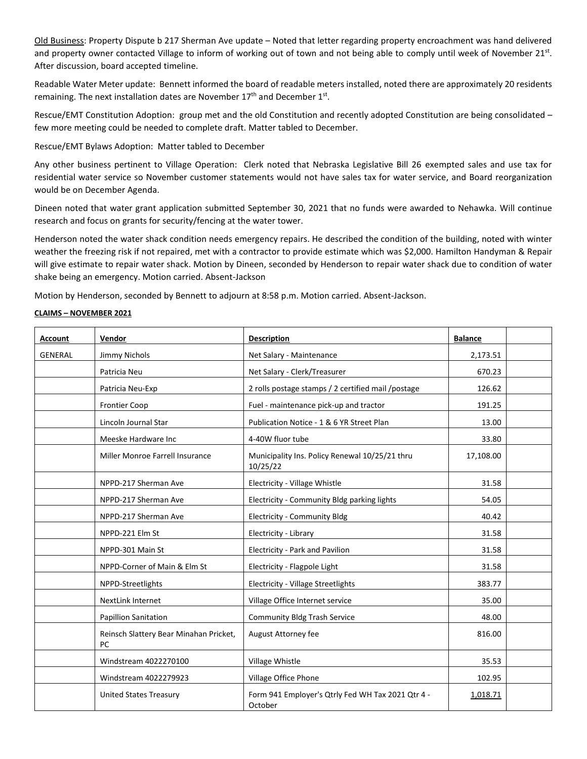Old Business: Property Dispute b 217 Sherman Ave update – Noted that letter regarding property encroachment was hand delivered and property owner contacted Village to inform of working out of town and not being able to comply until week of November 21st. After discussion, board accepted timeline.

Readable Water Meter update: Bennett informed the board of readable meters installed, noted there are approximately 20 residents remaining. The next installation dates are November 17th and December 1st.

Rescue/EMT Constitution Adoption: group met and the old Constitution and recently adopted Constitution are being consolidated – few more meeting could be needed to complete draft. Matter tabled to December.

Rescue/EMT Bylaws Adoption: Matter tabled to December

Any other business pertinent to Village Operation: Clerk noted that Nebraska Legislative Bill 26 exempted sales and use tax for residential water service so November customer statements would not have sales tax for water service, and Board reorganization would be on December Agenda.

Dineen noted that water grant application submitted September 30, 2021 that no funds were awarded to Nehawka. Will continue research and focus on grants for security/fencing at the water tower.

Henderson noted the water shack condition needs emergency repairs. He described the condition of the building, noted with winter weather the freezing risk if not repaired, met with a contractor to provide estimate which was $2,000. Hamilton Handyman & Repair will give estimate to repair water shack. Motion by Dineen, seconded by Henderson to repair water shack due to condition of water shake being an emergency. Motion carried. Absent-Jackson

Motion by Henderson, seconded by Bennett to adjourn at 8:58 p.m. Motion carried. Absent-Jackson.

**CLAIMS – NOVEMBER 2021**

| Account | Vendor | Description | Balance | |
|---|---|---|---|---|
| GENERAL | Jimmy Nichols | Net Salary - Maintenance | 2,173.51 | |
| | Patricia Neu | Net Salary - Clerk/Treasurer | 670.23 | |
| | Patricia Neu-Exp | 2 rolls postage stamps / 2 certified mail /postage | 126.62 | |
| | Frontier Coop | Fuel - maintenance pick-up and tractor | 191.25 | |
| | Lincoln Journal Star | Publication Notice - 1 & 6 YR Street Plan | 13.00 | |
| | Meeske Hardware Inc | 4-40W fluor tube | 33.80 | |
| | Miller Monroe Farrell Insurance | Municipality Ins. Policy Renewal 10/25/21 thru 10/25/22 | 17,108.00 | |
| | NPPD-217 Sherman Ave | Electricity - Village Whistle | 31.58 | |
| | NPPD-217 Sherman Ave | Electricity - Community Bldg parking lights | 54.05 | |
| | NPPD-217 Sherman Ave | Electricity - Community Bldg | 40.42 | |
| | NPPD-221 Elm St | Electricity - Library | 31.58 | |
| | NPPD-301 Main St | Electricity - Park and Pavilion | 31.58 | |
| | NPPD-Corner of Main & Elm St | Electricity - Flagpole Light | 31.58 | |
| | NPPD-Streetlights | Electricity - Village Streetlights | 383.77 | |
| | NextLink Internet | Village Office Internet service | 35.00 | |
| | Papillion Sanitation | Community Bldg Trash Service | 48.00 | |
| | Reinsch Slattery Bear Minahan Pricket, PC | August Attorney fee | 816.00 | |
| | Windstream 4022270100 | Village Whistle | 35.53 | |
| | Windstream 4022279923 | Village Office Phone | 102.95 | |
| | United States Treasury | Form 941 Employer's Qtrly Fed WH Tax 2021 Qtr 4 - October | 1,018.71 | |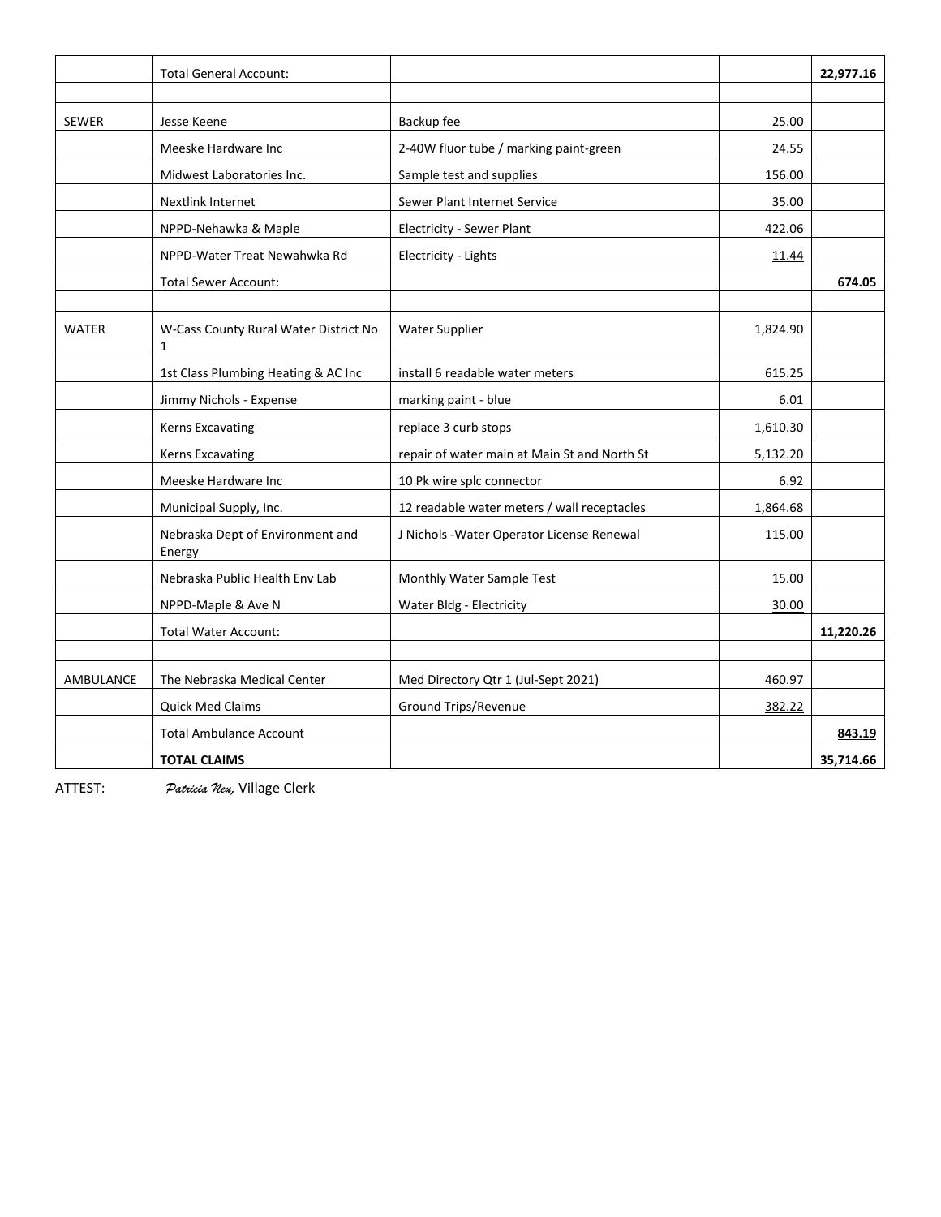| | | | | |
|---|---|---|---|---|
| | Total General Account: | | | **22,977.16** |
| | | | | |
| SEWER | Jesse Keene | Backup fee | 25.00 | |
| | Meeske Hardware Inc | 2-40W fluor tube / marking paint-green | 24.55 | |
| | Midwest Laboratories Inc. | Sample test and supplies | 156.00 | |
| | Nextlink Internet | Sewer Plant Internet Service | 35.00 | |
| | NPPD-Nehawka & Maple | Electricity - Sewer Plant | 422.06 | |
| | NPPD-Water Treat Newahwka Rd | Electricity - Lights | 11.44 | |
| | Total Sewer Account: | | | **674.05** |
| | | | | |
| WATER | W-Cass County Rural Water District No 1 | Water Supplier | 1,824.90 | |
| | 1st Class Plumbing Heating & AC Inc | install 6 readable water meters | 615.25 | |
| | Jimmy Nichols - Expense | marking paint - blue | 6.01 | |
| | Kerns Excavating | replace 3 curb stops | 1,610.30 | |
| | Kerns Excavating | repair of water main at Main St and North St | 5,132.20 | |
| | Meeske Hardware Inc | 10 Pk wire splc connector | 6.92 | |
| | Municipal Supply, Inc. | 12 readable water meters / wall receptacles | 1,864.68 | |
| | Nebraska Dept of Environment and Energy | J Nichols -Water Operator License Renewal | 115.00 | |
| | Nebraska Public Health Env Lab | Monthly Water Sample Test | 15.00 | |
| | NPPD-Maple & Ave N | Water Bldg - Electricity | 30.00 | |
| | Total Water Account: | | | **11,220.26** |
| | | | | |
| AMBULANCE | The Nebraska Medical Center | Med Directory Qtr 1 (Jul-Sept 2021) | 460.97 | |
| | Quick Med Claims | Ground Trips/Revenue | 382.22 | |
| | Total Ambulance Account | | | **843.19** |
| | **TOTAL CLAIMS** | | | **35,714.66** |

ATTEST: *Patricia Neu,* Village Clerk